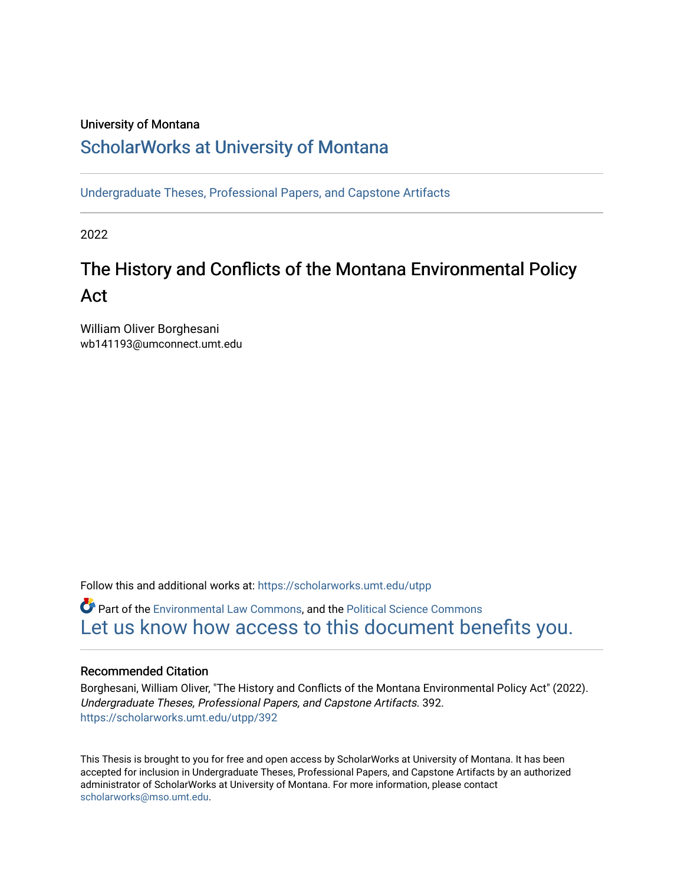University of Montana

# ScholarWorks at University of Montana

Undergraduate Theses, Professional Papers, and Capstone Artifacts

2022

## The History and Conflicts of the Montana Environmental Policy Act

William Oliver Borghesani
wb141193@umconnect.umt.edu

Follow this and additional works at: https://scholarworks.umt.edu/utpp

Part of the Environmental Law Commons, and the Political Science Commons

Let us know how access to this document benefits you.

### Recommended Citation

Borghesani, William Oliver, "The History and Conflicts of the Montana Environmental Policy Act" (2022). *Undergraduate Theses, Professional Papers, and Capstone Artifacts*. 392.
https://scholarworks.umt.edu/utpp/392

This Thesis is brought to you for free and open access by ScholarWorks at University of Montana. It has been accepted for inclusion in Undergraduate Theses, Professional Papers, and Capstone Artifacts by an authorized administrator of ScholarWorks at University of Montana. For more information, please contact scholarworks@mso.umt.edu.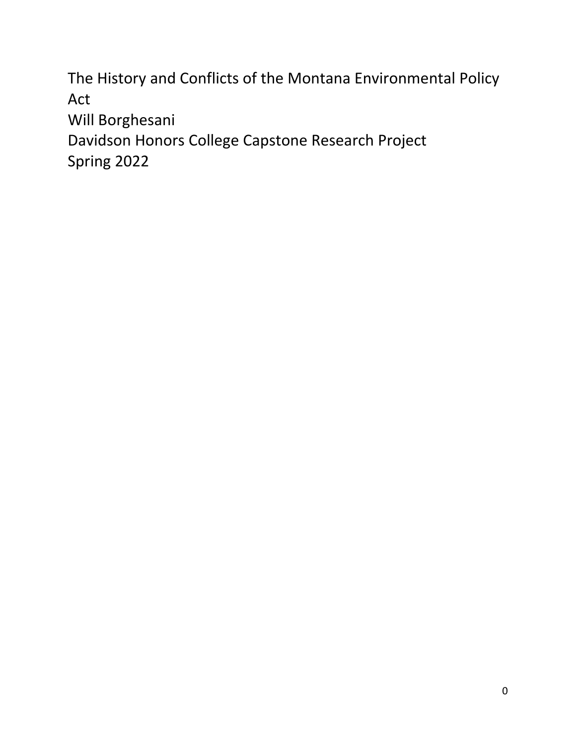The History and Conflicts of the Montana Environmental Policy Act

Will Borghesani

Davidson Honors College Capstone Research Project

Spring 2022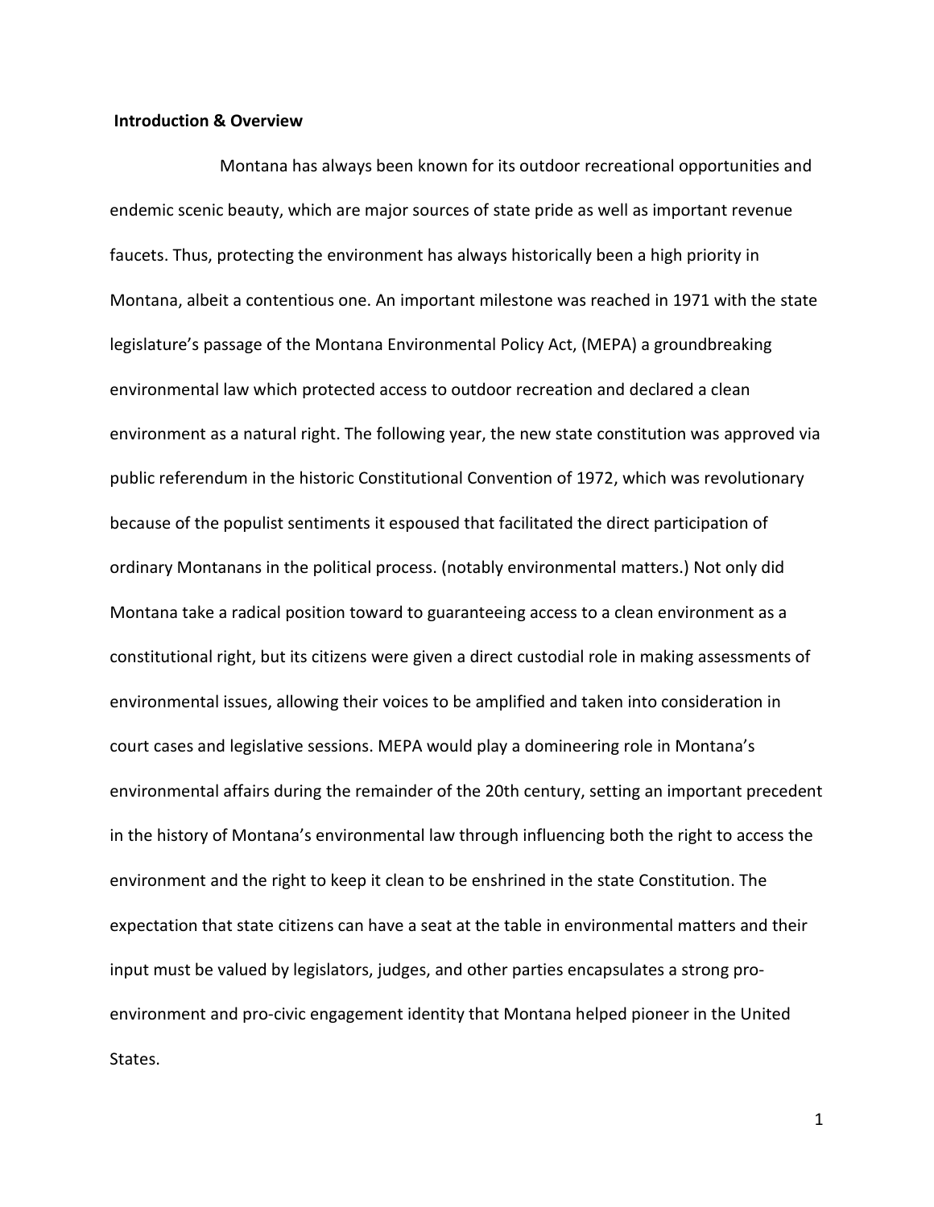**Introduction & Overview**

Montana has always been known for its outdoor recreational opportunities and endemic scenic beauty, which are major sources of state pride as well as important revenue faucets. Thus, protecting the environment has always historically been a high priority in Montana, albeit a contentious one. An important milestone was reached in 1971 with the state legislature's passage of the Montana Environmental Policy Act, (MEPA) a groundbreaking environmental law which protected access to outdoor recreation and declared a clean environment as a natural right. The following year, the new state constitution was approved via public referendum in the historic Constitutional Convention of 1972, which was revolutionary because of the populist sentiments it espoused that facilitated the direct participation of ordinary Montanans in the political process. (notably environmental matters.) Not only did Montana take a radical position toward to guaranteeing access to a clean environment as a constitutional right, but its citizens were given a direct custodial role in making assessments of environmental issues, allowing their voices to be amplified and taken into consideration in court cases and legislative sessions. MEPA would play a domineering role in Montana's environmental affairs during the remainder of the 20th century, setting an important precedent in the history of Montana's environmental law through influencing both the right to access the environment and the right to keep it clean to be enshrined in the state Constitution. The expectation that state citizens can have a seat at the table in environmental matters and their input must be valued by legislators, judges, and other parties encapsulates a strong pro-environment and pro-civic engagement identity that Montana helped pioneer in the United States.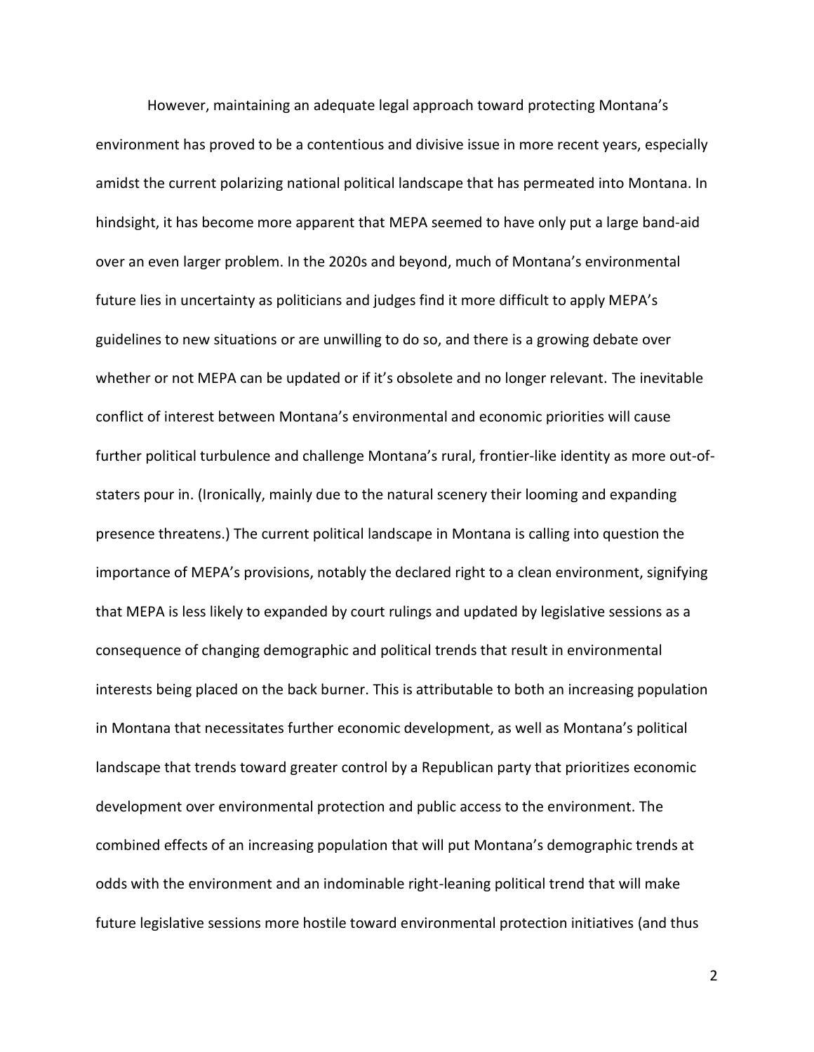However, maintaining an adequate legal approach toward protecting Montana's environment has proved to be a contentious and divisive issue in more recent years, especially amidst the current polarizing national political landscape that has permeated into Montana. In hindsight, it has become more apparent that MEPA seemed to have only put a large band-aid over an even larger problem. In the 2020s and beyond, much of Montana's environmental future lies in uncertainty as politicians and judges find it more difficult to apply MEPA's guidelines to new situations or are unwilling to do so, and there is a growing debate over whether or not MEPA can be updated or if it's obsolete and no longer relevant. The inevitable conflict of interest between Montana's environmental and economic priorities will cause further political turbulence and challenge Montana's rural, frontier-like identity as more out-of-staters pour in. (Ironically, mainly due to the natural scenery their looming and expanding presence threatens.) The current political landscape in Montana is calling into question the importance of MEPA's provisions, notably the declared right to a clean environment, signifying that MEPA is less likely to expanded by court rulings and updated by legislative sessions as a consequence of changing demographic and political trends that result in environmental interests being placed on the back burner. This is attributable to both an increasing population in Montana that necessitates further economic development, as well as Montana's political landscape that trends toward greater control by a Republican party that prioritizes economic development over environmental protection and public access to the environment. The combined effects of an increasing population that will put Montana's demographic trends at odds with the environment and an indominable right-leaning political trend that will make future legislative sessions more hostile toward environmental protection initiatives (and thus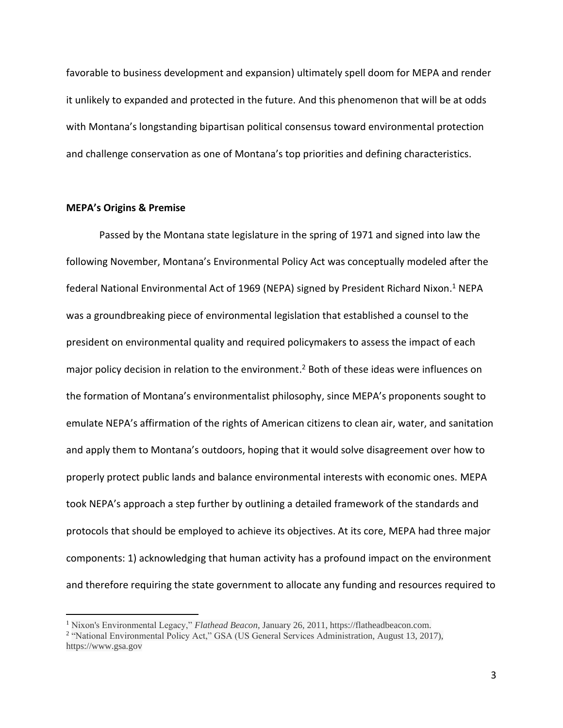favorable to business development and expansion) ultimately spell doom for MEPA and render it unlikely to expanded and protected in the future. And this phenomenon that will be at odds with Montana's longstanding bipartisan political consensus toward environmental protection and challenge conservation as one of Montana's top priorities and defining characteristics.

**MEPA's Origins & Premise**

Passed by the Montana state legislature in the spring of 1971 and signed into law the following November, Montana's Environmental Policy Act was conceptually modeled after the federal National Environmental Act of 1969 (NEPA) signed by President Richard Nixon.[1] NEPA was a groundbreaking piece of environmental legislation that established a counsel to the president on environmental quality and required policymakers to assess the impact of each major policy decision in relation to the environment.[2] Both of these ideas were influences on the formation of Montana's environmentalist philosophy, since MEPA's proponents sought to emulate NEPA's affirmation of the rights of American citizens to clean air, water, and sanitation and apply them to Montana's outdoors, hoping that it would solve disagreement over how to properly protect public lands and balance environmental interests with economic ones. MEPA took NEPA's approach a step further by outlining a detailed framework of the standards and protocols that should be employed to achieve its objectives. At its core, MEPA had three major components: 1) acknowledging that human activity has a profound impact on the environment and therefore requiring the state government to allocate any funding and resources required to

---

[1] Nixon's Environmental Legacy," *Flathead Beacon*, January 26, 2011, https://flatheadbeacon.com.

[2] "National Environmental Policy Act," GSA (US General Services Administration, August 13, 2017), https://www.gsa.gov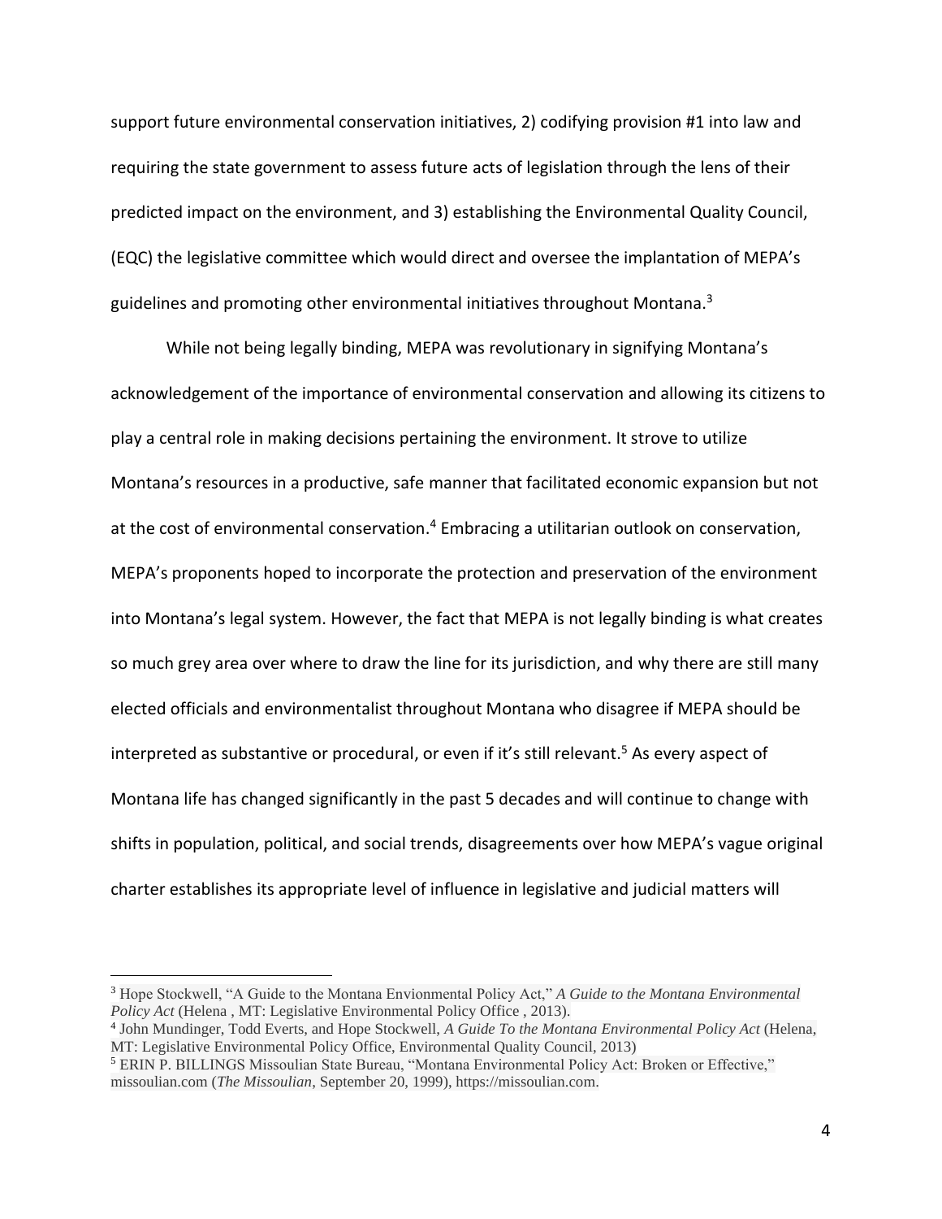support future environmental conservation initiatives, 2) codifying provision #1 into law and requiring the state government to assess future acts of legislation through the lens of their predicted impact on the environment, and 3) establishing the Environmental Quality Council, (EQC) the legislative committee which would direct and oversee the implantation of MEPA's guidelines and promoting other environmental initiatives throughout Montana.[3]

While not being legally binding, MEPA was revolutionary in signifying Montana's acknowledgement of the importance of environmental conservation and allowing its citizens to play a central role in making decisions pertaining the environment. It strove to utilize Montana's resources in a productive, safe manner that facilitated economic expansion but not at the cost of environmental conservation.[4] Embracing a utilitarian outlook on conservation, MEPA's proponents hoped to incorporate the protection and preservation of the environment into Montana's legal system. However, the fact that MEPA is not legally binding is what creates so much grey area over where to draw the line for its jurisdiction, and why there are still many elected officials and environmentalist throughout Montana who disagree if MEPA should be interpreted as substantive or procedural, or even if it's still relevant.[5] As every aspect of Montana life has changed significantly in the past 5 decades and will continue to change with shifts in population, political, and social trends, disagreements over how MEPA's vague original charter establishes its appropriate level of influence in legislative and judicial matters will

---

[3] Hope Stockwell, "A Guide to the Montana Envionmental Policy Act," *A Guide to the Montana Environmental Policy Act* (Helena , MT: Legislative Environmental Policy Office , 2013).

[4] John Mundinger, Todd Everts, and Hope Stockwell, *A Guide To the Montana Environmental Policy Act* (Helena, MT: Legislative Environmental Policy Office, Environmental Quality Council, 2013)

[5] ERIN P. BILLINGS Missoulian State Bureau, "Montana Environmental Policy Act: Broken or Effective," missoulian.com (*The Missoulian*, September 20, 1999), https://missoulian.com.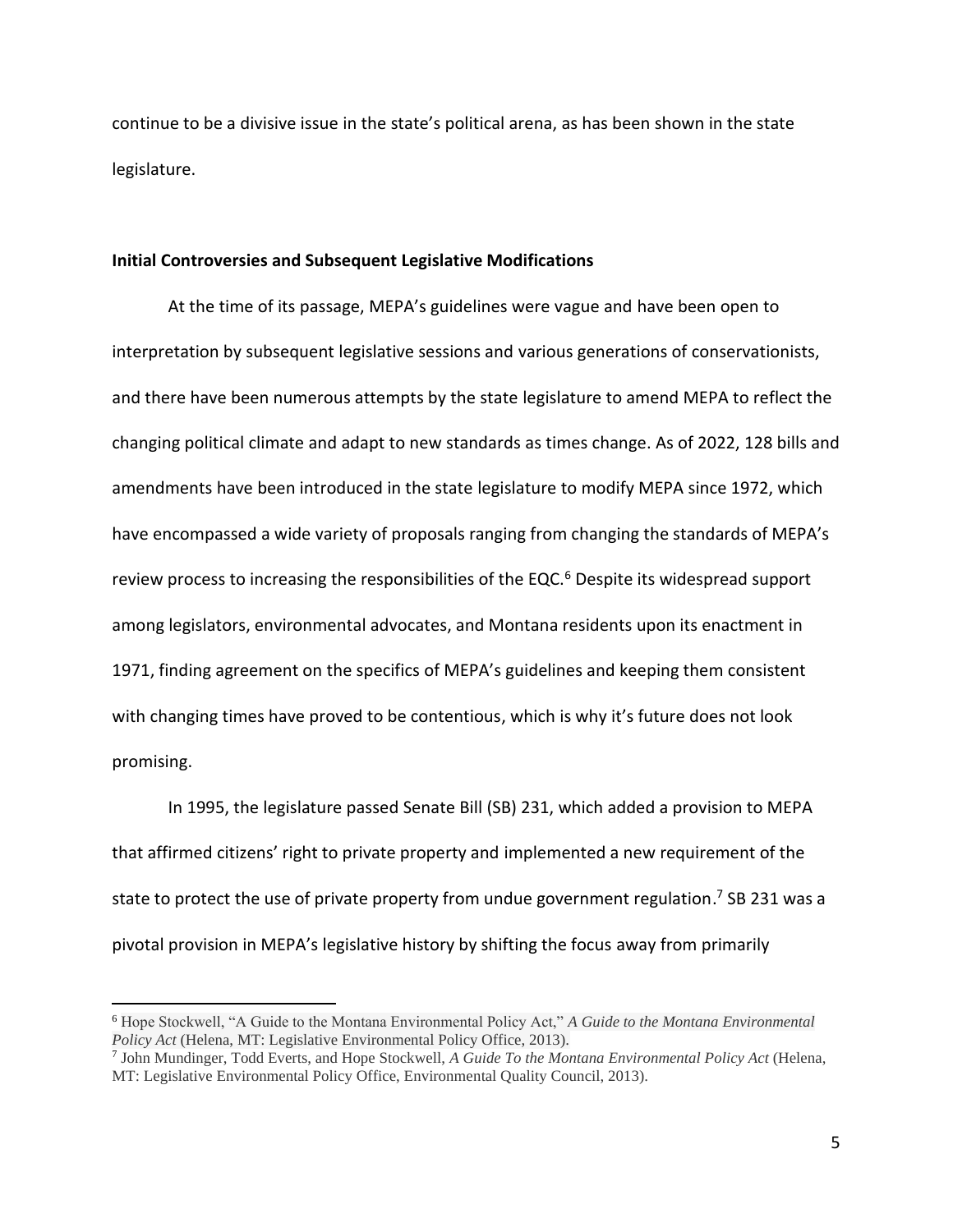continue to be a divisive issue in the state's political arena, as has been shown in the state legislature.

**Initial Controversies and Subsequent Legislative Modifications**

At the time of its passage, MEPA's guidelines were vague and have been open to interpretation by subsequent legislative sessions and various generations of conservationists, and there have been numerous attempts by the state legislature to amend MEPA to reflect the changing political climate and adapt to new standards as times change. As of 2022, 128 bills and amendments have been introduced in the state legislature to modify MEPA since 1972, which have encompassed a wide variety of proposals ranging from changing the standards of MEPA's review process to increasing the responsibilities of the EQC.[6] Despite its widespread support among legislators, environmental advocates, and Montana residents upon its enactment in 1971, finding agreement on the specifics of MEPA's guidelines and keeping them consistent with changing times have proved to be contentious, which is why it's future does not look promising.

In 1995, the legislature passed Senate Bill (SB) 231, which added a provision to MEPA that affirmed citizens' right to private property and implemented a new requirement of the state to protect the use of private property from undue government regulation.[7] SB 231 was a pivotal provision in MEPA's legislative history by shifting the focus away from primarily

---

[6] Hope Stockwell, "A Guide to the Montana Environmental Policy Act," *A Guide to the Montana Environmental Policy Act* (Helena, MT: Legislative Environmental Policy Office, 2013).

[7] John Mundinger, Todd Everts, and Hope Stockwell, *A Guide To the Montana Environmental Policy Act* (Helena, MT: Legislative Environmental Policy Office, Environmental Quality Council, 2013).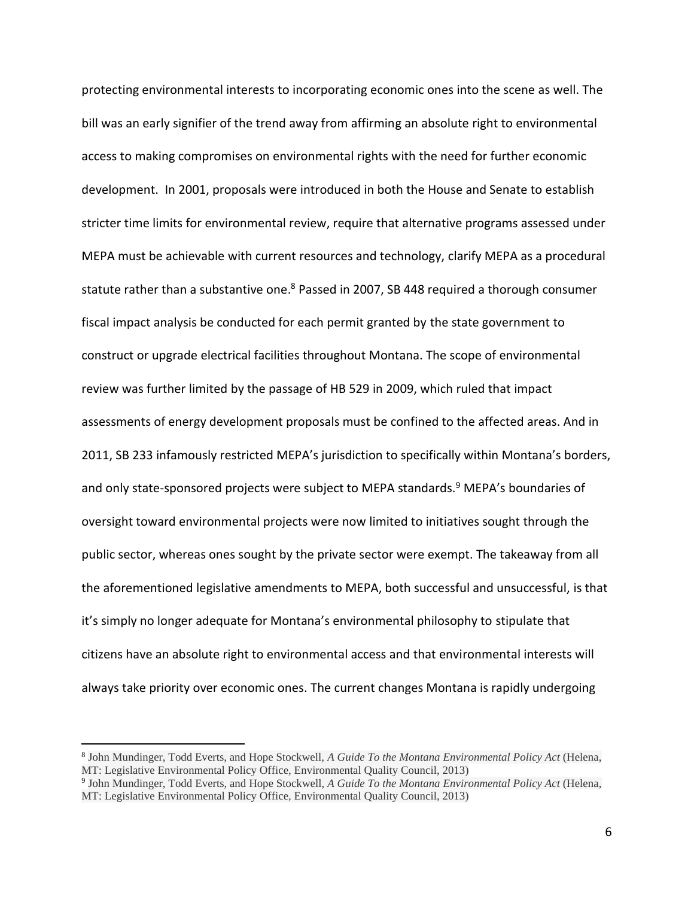protecting environmental interests to incorporating economic ones into the scene as well. The bill was an early signifier of the trend away from affirming an absolute right to environmental access to making compromises on environmental rights with the need for further economic development. In 2001, proposals were introduced in both the House and Senate to establish stricter time limits for environmental review, require that alternative programs assessed under MEPA must be achievable with current resources and technology, clarify MEPA as a procedural statute rather than a substantive one.[8] Passed in 2007, SB 448 required a thorough consumer fiscal impact analysis be conducted for each permit granted by the state government to construct or upgrade electrical facilities throughout Montana. The scope of environmental review was further limited by the passage of HB 529 in 2009, which ruled that impact assessments of energy development proposals must be confined to the affected areas. And in 2011, SB 233 infamously restricted MEPA's jurisdiction to specifically within Montana's borders, and only state-sponsored projects were subject to MEPA standards.[9] MEPA's boundaries of oversight toward environmental projects were now limited to initiatives sought through the public sector, whereas ones sought by the private sector were exempt. The takeaway from all the aforementioned legislative amendments to MEPA, both successful and unsuccessful, is that it's simply no longer adequate for Montana's environmental philosophy to stipulate that citizens have an absolute right to environmental access and that environmental interests will always take priority over economic ones. The current changes Montana is rapidly undergoing

---

[8] John Mundinger, Todd Everts, and Hope Stockwell, *A Guide To the Montana Environmental Policy Act* (Helena, MT: Legislative Environmental Policy Office, Environmental Quality Council, 2013)

[9] John Mundinger, Todd Everts, and Hope Stockwell, *A Guide To the Montana Environmental Policy Act* (Helena, MT: Legislative Environmental Policy Office, Environmental Quality Council, 2013)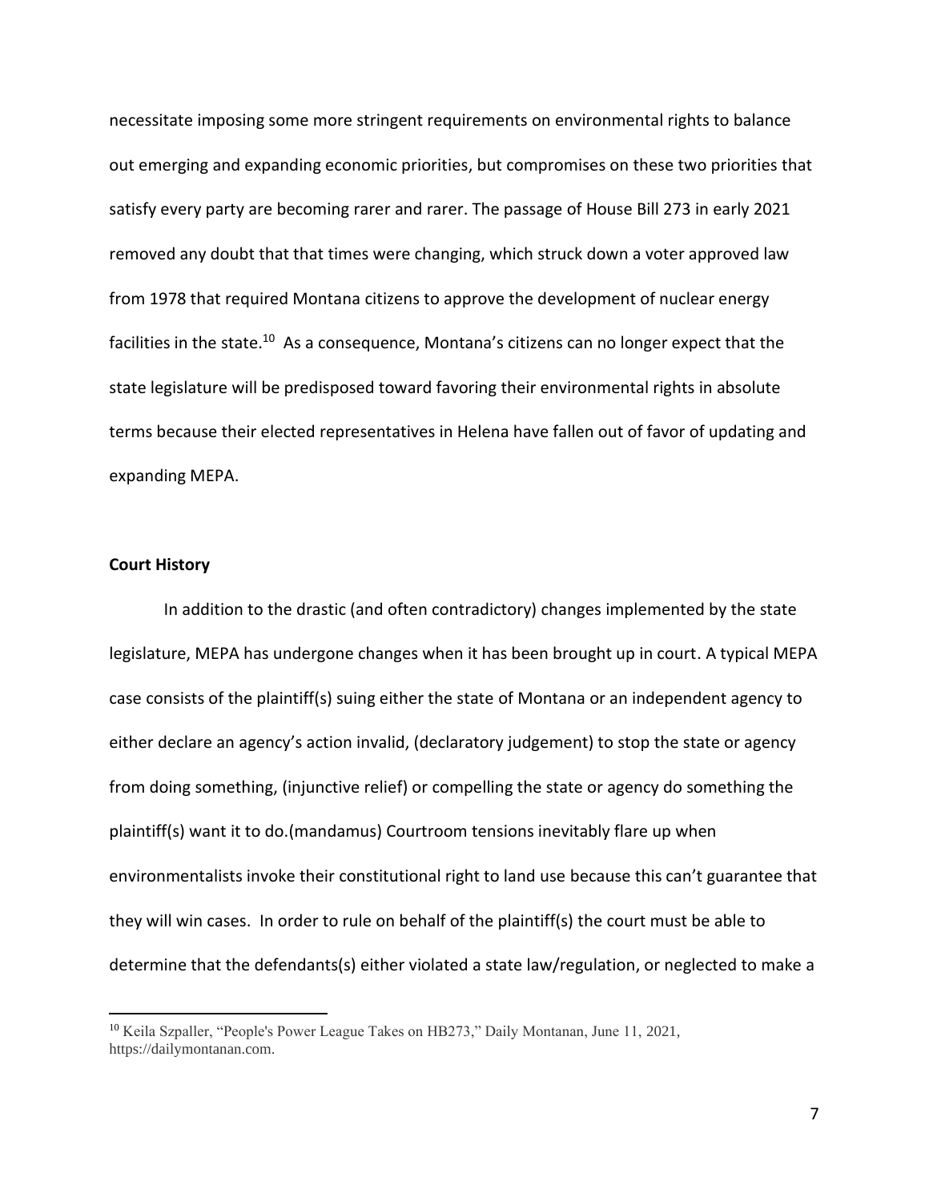necessitate imposing some more stringent requirements on environmental rights to balance out emerging and expanding economic priorities, but compromises on these two priorities that satisfy every party are becoming rarer and rarer. The passage of House Bill 273 in early 2021 removed any doubt that that times were changing, which struck down a voter approved law from 1978 that required Montana citizens to approve the development of nuclear energy facilities in the state.[10] As a consequence, Montana's citizens can no longer expect that the state legislature will be predisposed toward favoring their environmental rights in absolute terms because their elected representatives in Helena have fallen out of favor of updating and expanding MEPA.

**Court History**

In addition to the drastic (and often contradictory) changes implemented by the state legislature, MEPA has undergone changes when it has been brought up in court. A typical MEPA case consists of the plaintiff(s) suing either the state of Montana or an independent agency to either declare an agency's action invalid, (declaratory judgement) to stop the state or agency from doing something, (injunctive relief) or compelling the state or agency do something the plaintiff(s) want it to do.(mandamus) Courtroom tensions inevitably flare up when environmentalists invoke their constitutional right to land use because this can't guarantee that they will win cases. In order to rule on behalf of the plaintiff(s) the court must be able to determine that the defendants(s) either violated a state law/regulation, or neglected to make a

[10] Keila Szpaller, "People's Power League Takes on HB273," Daily Montanan, June 11, 2021, https://dailymontanan.com.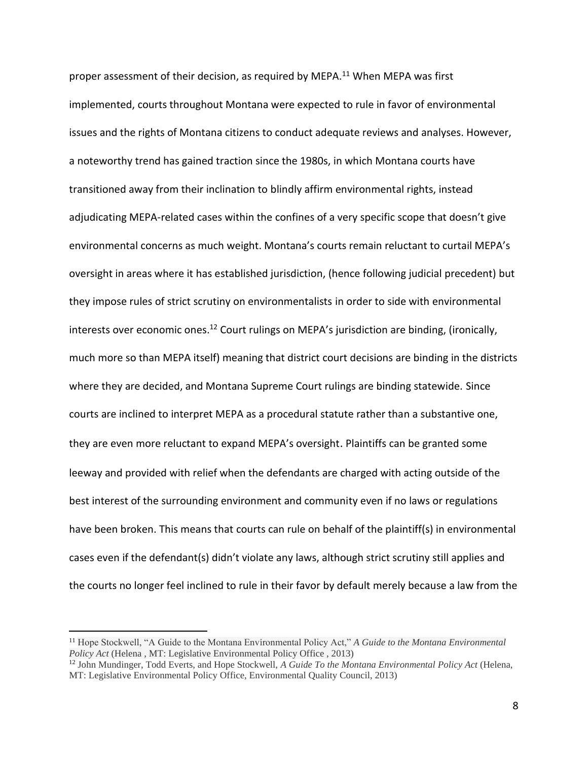proper assessment of their decision, as required by MEPA.[11] When MEPA was first implemented, courts throughout Montana were expected to rule in favor of environmental issues and the rights of Montana citizens to conduct adequate reviews and analyses. However, a noteworthy trend has gained traction since the 1980s, in which Montana courts have transitioned away from their inclination to blindly affirm environmental rights, instead adjudicating MEPA-related cases within the confines of a very specific scope that doesn't give environmental concerns as much weight. Montana's courts remain reluctant to curtail MEPA's oversight in areas where it has established jurisdiction, (hence following judicial precedent) but they impose rules of strict scrutiny on environmentalists in order to side with environmental interests over economic ones.[12] Court rulings on MEPA's jurisdiction are binding, (ironically, much more so than MEPA itself) meaning that district court decisions are binding in the districts where they are decided, and Montana Supreme Court rulings are binding statewide. Since courts are inclined to interpret MEPA as a procedural statute rather than a substantive one, they are even more reluctant to expand MEPA's oversight. Plaintiffs can be granted some leeway and provided with relief when the defendants are charged with acting outside of the best interest of the surrounding environment and community even if no laws or regulations have been broken. This means that courts can rule on behalf of the plaintiff(s) in environmental cases even if the defendant(s) didn't violate any laws, although strict scrutiny still applies and the courts no longer feel inclined to rule in their favor by default merely because a law from the

---

[11] Hope Stockwell, "A Guide to the Montana Environmental Policy Act," *A Guide to the Montana Environmental Policy Act* (Helena , MT: Legislative Environmental Policy Office , 2013)

[12] John Mundinger, Todd Everts, and Hope Stockwell, *A Guide To the Montana Environmental Policy Act* (Helena, MT: Legislative Environmental Policy Office, Environmental Quality Council, 2013)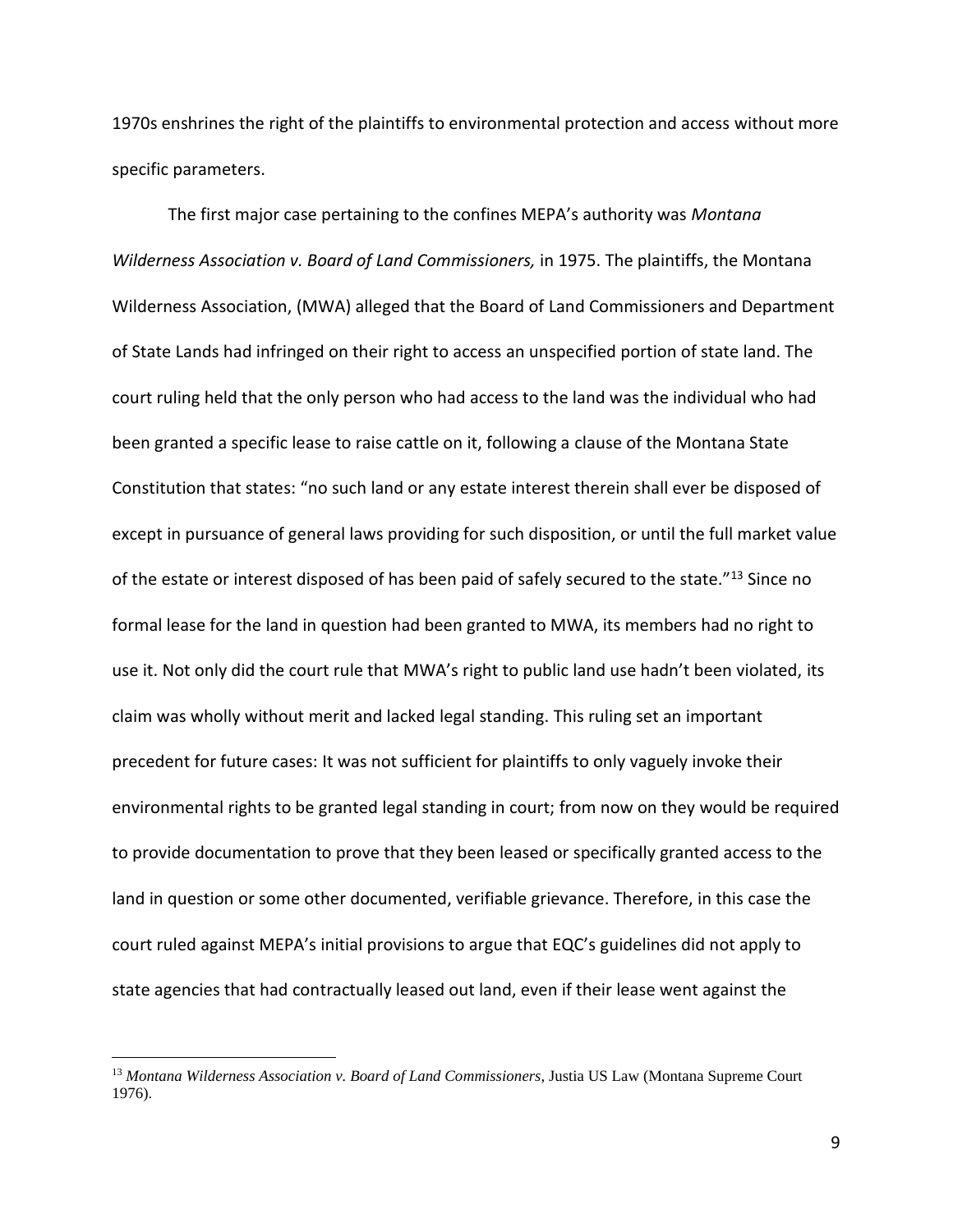1970s enshrines the right of the plaintiffs to environmental protection and access without more specific parameters.

The first major case pertaining to the confines MEPA's authority was *Montana Wilderness Association v. Board of Land Commissioners,* in 1975. The plaintiffs, the Montana Wilderness Association, (MWA) alleged that the Board of Land Commissioners and Department of State Lands had infringed on their right to access an unspecified portion of state land. The court ruling held that the only person who had access to the land was the individual who had been granted a specific lease to raise cattle on it, following a clause of the Montana State Constitution that states: "no such land or any estate interest therein shall ever be disposed of except in pursuance of general laws providing for such disposition, or until the full market value of the estate or interest disposed of has been paid of safely secured to the state."[13] Since no formal lease for the land in question had been granted to MWA, its members had no right to use it. Not only did the court rule that MWA's right to public land use hadn't been violated, its claim was wholly without merit and lacked legal standing. This ruling set an important precedent for future cases: It was not sufficient for plaintiffs to only vaguely invoke their environmental rights to be granted legal standing in court; from now on they would be required to provide documentation to prove that they been leased or specifically granted access to the land in question or some other documented, verifiable grievance. Therefore, in this case the court ruled against MEPA's initial provisions to argue that EQC's guidelines did not apply to state agencies that had contractually leased out land, even if their lease went against the

---

[13] *Montana Wilderness Association v. Board of Land Commissioners*, Justia US Law (Montana Supreme Court 1976).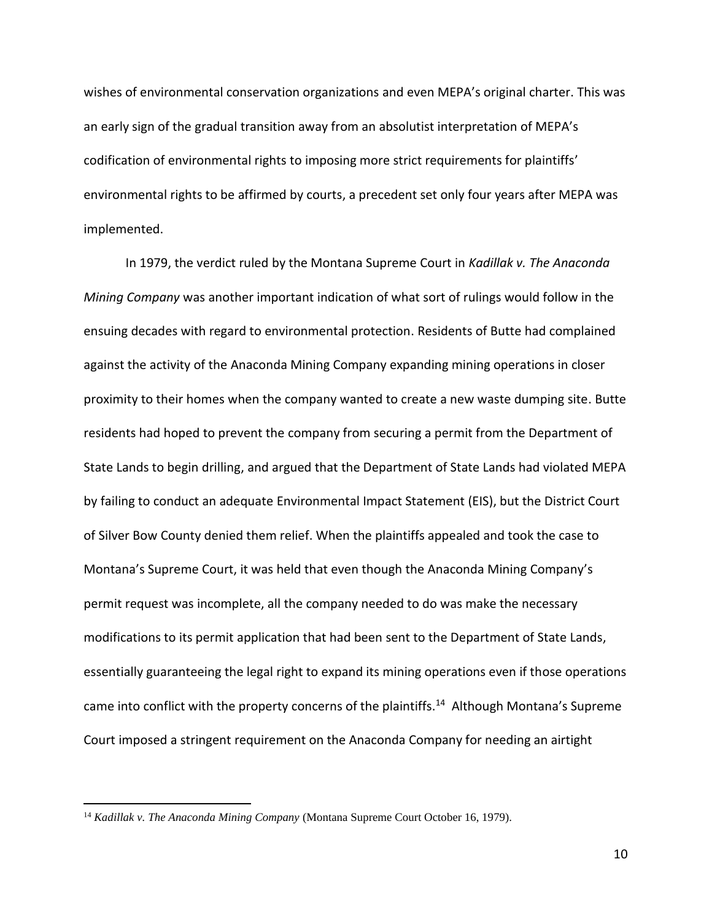wishes of environmental conservation organizations and even MEPA's original charter. This was an early sign of the gradual transition away from an absolutist interpretation of MEPA's codification of environmental rights to imposing more strict requirements for plaintiffs' environmental rights to be affirmed by courts, a precedent set only four years after MEPA was implemented.

In 1979, the verdict ruled by the Montana Supreme Court in *Kadillak v. The Anaconda Mining Company* was another important indication of what sort of rulings would follow in the ensuing decades with regard to environmental protection. Residents of Butte had complained against the activity of the Anaconda Mining Company expanding mining operations in closer proximity to their homes when the company wanted to create a new waste dumping site. Butte residents had hoped to prevent the company from securing a permit from the Department of State Lands to begin drilling, and argued that the Department of State Lands had violated MEPA by failing to conduct an adequate Environmental Impact Statement (EIS), but the District Court of Silver Bow County denied them relief. When the plaintiffs appealed and took the case to Montana's Supreme Court, it was held that even though the Anaconda Mining Company's permit request was incomplete, all the company needed to do was make the necessary modifications to its permit application that had been sent to the Department of State Lands, essentially guaranteeing the legal right to expand its mining operations even if those operations came into conflict with the property concerns of the plaintiffs.[14] Although Montana's Supreme Court imposed a stringent requirement on the Anaconda Company for needing an airtight

[14] *Kadillak v. The Anaconda Mining Company* (Montana Supreme Court October 16, 1979).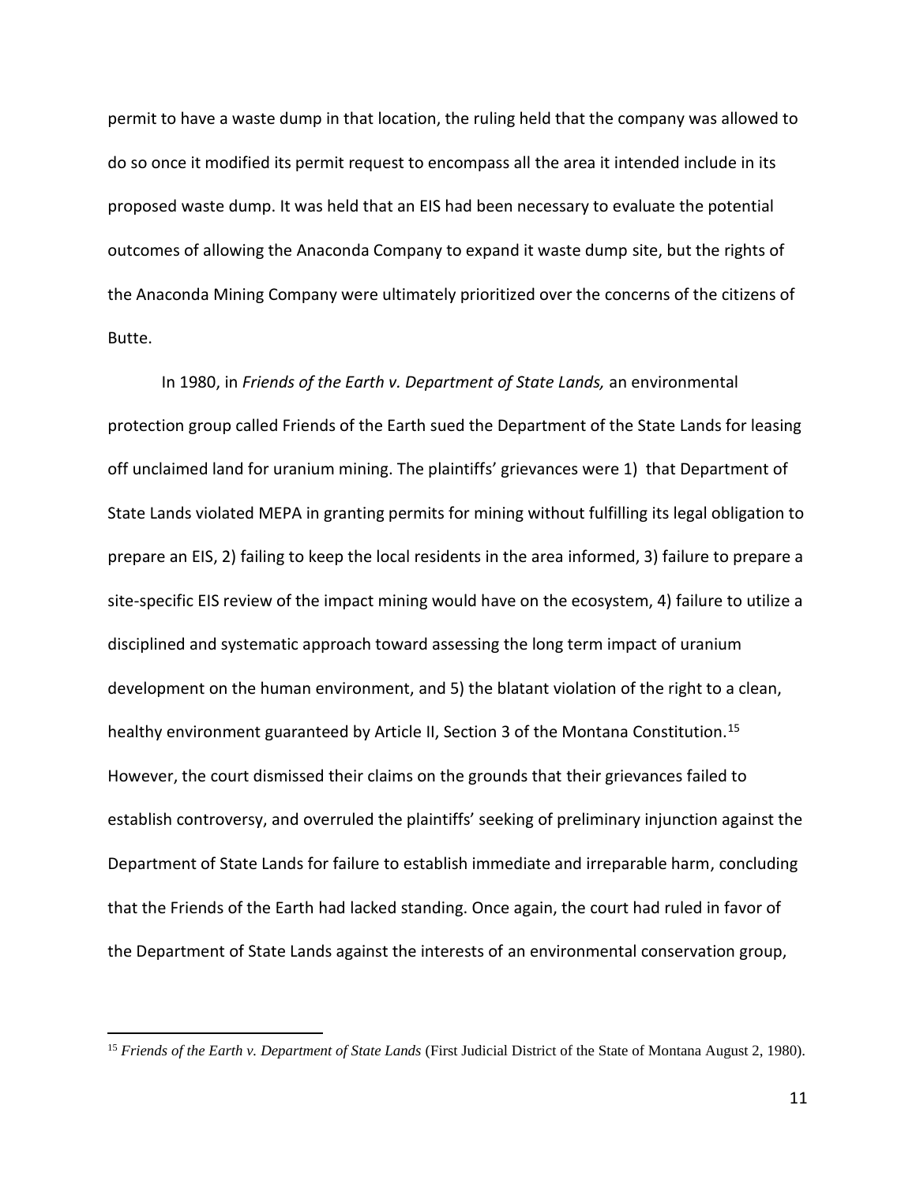permit to have a waste dump in that location, the ruling held that the company was allowed to do so once it modified its permit request to encompass all the area it intended include in its proposed waste dump. It was held that an EIS had been necessary to evaluate the potential outcomes of allowing the Anaconda Company to expand it waste dump site, but the rights of the Anaconda Mining Company were ultimately prioritized over the concerns of the citizens of Butte.

In 1980, in *Friends of the Earth v. Department of State Lands,* an environmental protection group called Friends of the Earth sued the Department of the State Lands for leasing off unclaimed land for uranium mining. The plaintiffs' grievances were 1) that Department of State Lands violated MEPA in granting permits for mining without fulfilling its legal obligation to prepare an EIS, 2) failing to keep the local residents in the area informed, 3) failure to prepare a site-specific EIS review of the impact mining would have on the ecosystem, 4) failure to utilize a disciplined and systematic approach toward assessing the long term impact of uranium development on the human environment, and 5) the blatant violation of the right to a clean, healthy environment guaranteed by Article II, Section 3 of the Montana Constitution.[15] However, the court dismissed their claims on the grounds that their grievances failed to establish controversy, and overruled the plaintiffs' seeking of preliminary injunction against the Department of State Lands for failure to establish immediate and irreparable harm, concluding that the Friends of the Earth had lacked standing. Once again, the court had ruled in favor of the Department of State Lands against the interests of an environmental conservation group,

[15] *Friends of the Earth v. Department of State Lands* (First Judicial District of the State of Montana August 2, 1980).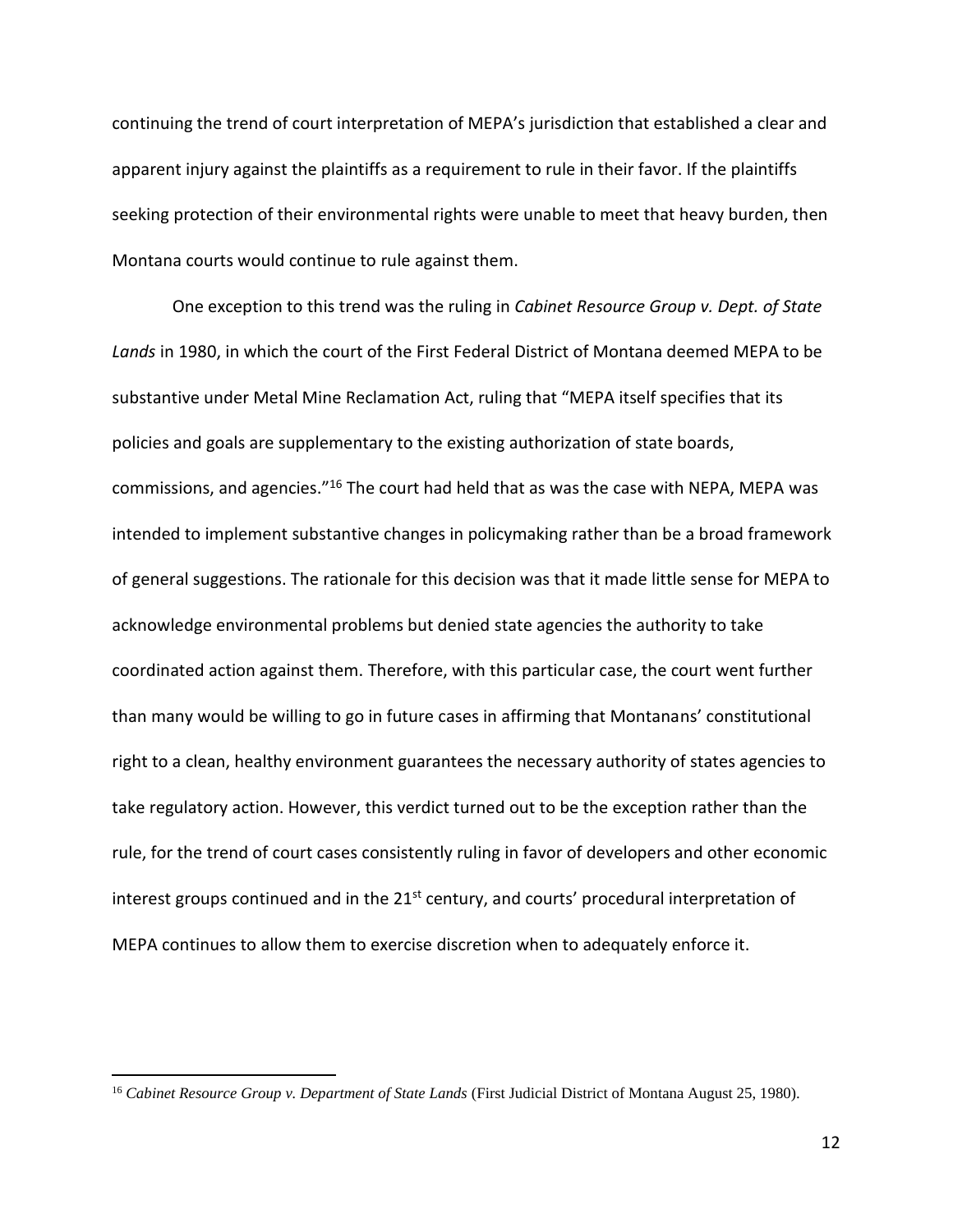continuing the trend of court interpretation of MEPA's jurisdiction that established a clear and apparent injury against the plaintiffs as a requirement to rule in their favor. If the plaintiffs seeking protection of their environmental rights were unable to meet that heavy burden, then Montana courts would continue to rule against them.

One exception to this trend was the ruling in *Cabinet Resource Group v. Dept. of State Lands* in 1980, in which the court of the First Federal District of Montana deemed MEPA to be substantive under Metal Mine Reclamation Act, ruling that "MEPA itself specifies that its policies and goals are supplementary to the existing authorization of state boards, commissions, and agencies."[16] The court had held that as was the case with NEPA, MEPA was intended to implement substantive changes in policymaking rather than be a broad framework of general suggestions. The rationale for this decision was that it made little sense for MEPA to acknowledge environmental problems but denied state agencies the authority to take coordinated action against them. Therefore, with this particular case, the court went further than many would be willing to go in future cases in affirming that Montanans' constitutional right to a clean, healthy environment guarantees the necessary authority of states agencies to take regulatory action. However, this verdict turned out to be the exception rather than the rule, for the trend of court cases consistently ruling in favor of developers and other economic interest groups continued and in the 21st century, and courts' procedural interpretation of MEPA continues to allow them to exercise discretion when to adequately enforce it.

---

[16] *Cabinet Resource Group v. Department of State Lands* (First Judicial District of Montana August 25, 1980).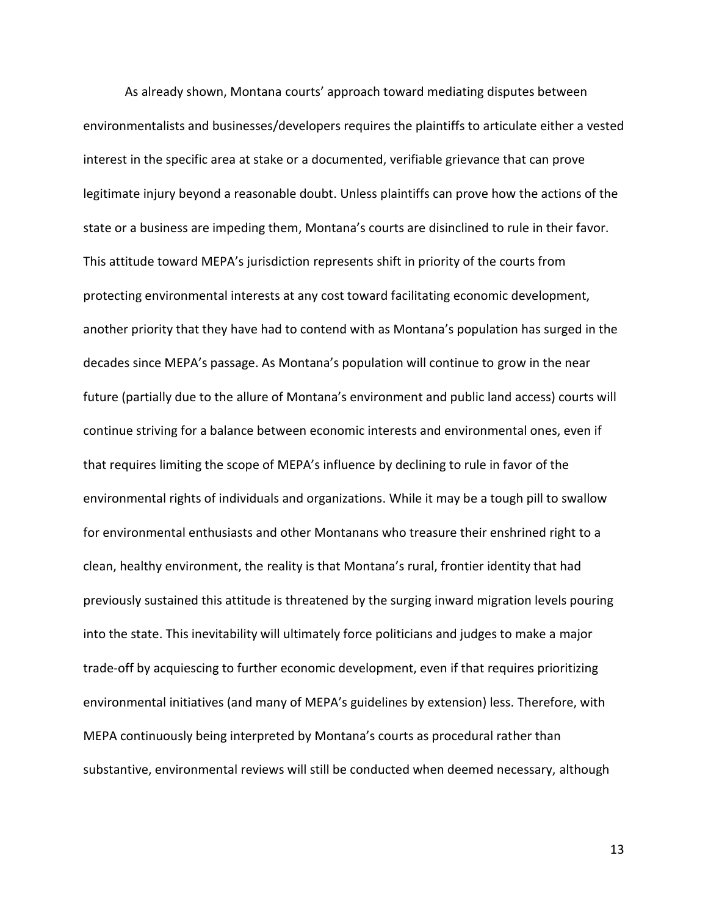As already shown, Montana courts' approach toward mediating disputes between environmentalists and businesses/developers requires the plaintiffs to articulate either a vested interest in the specific area at stake or a documented, verifiable grievance that can prove legitimate injury beyond a reasonable doubt. Unless plaintiffs can prove how the actions of the state or a business are impeding them, Montana's courts are disinclined to rule in their favor. This attitude toward MEPA's jurisdiction represents shift in priority of the courts from protecting environmental interests at any cost toward facilitating economic development, another priority that they have had to contend with as Montana's population has surged in the decades since MEPA's passage. As Montana's population will continue to grow in the near future (partially due to the allure of Montana's environment and public land access) courts will continue striving for a balance between economic interests and environmental ones, even if that requires limiting the scope of MEPA's influence by declining to rule in favor of the environmental rights of individuals and organizations. While it may be a tough pill to swallow for environmental enthusiasts and other Montanans who treasure their enshrined right to a clean, healthy environment, the reality is that Montana's rural, frontier identity that had previously sustained this attitude is threatened by the surging inward migration levels pouring into the state. This inevitability will ultimately force politicians and judges to make a major trade-off by acquiescing to further economic development, even if that requires prioritizing environmental initiatives (and many of MEPA's guidelines by extension) less. Therefore, with MEPA continuously being interpreted by Montana's courts as procedural rather than substantive, environmental reviews will still be conducted when deemed necessary, although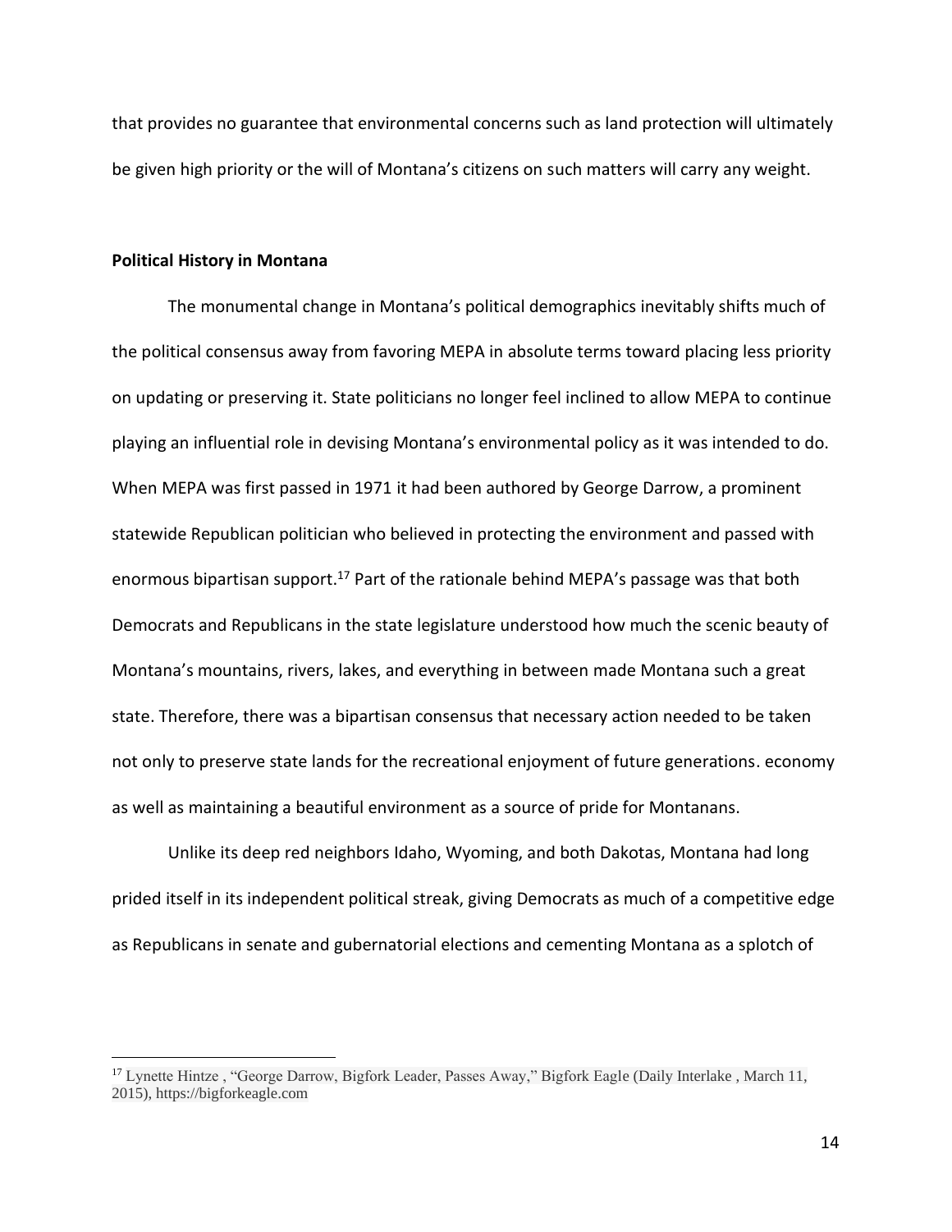that provides no guarantee that environmental concerns such as land protection will ultimately be given high priority or the will of Montana's citizens on such matters will carry any weight.

**Political History in Montana**

The monumental change in Montana's political demographics inevitably shifts much of the political consensus away from favoring MEPA in absolute terms toward placing less priority on updating or preserving it. State politicians no longer feel inclined to allow MEPA to continue playing an influential role in devising Montana's environmental policy as it was intended to do. When MEPA was first passed in 1971 it had been authored by George Darrow, a prominent statewide Republican politician who believed in protecting the environment and passed with enormous bipartisan support.[17] Part of the rationale behind MEPA's passage was that both Democrats and Republicans in the state legislature understood how much the scenic beauty of Montana's mountains, rivers, lakes, and everything in between made Montana such a great state. Therefore, there was a bipartisan consensus that necessary action needed to be taken not only to preserve state lands for the recreational enjoyment of future generations. economy as well as maintaining a beautiful environment as a source of pride for Montanans.

Unlike its deep red neighbors Idaho, Wyoming, and both Dakotas, Montana had long prided itself in its independent political streak, giving Democrats as much of a competitive edge as Republicans in senate and gubernatorial elections and cementing Montana as a splotch of

---

[17] Lynette Hintze , "George Darrow, Bigfork Leader, Passes Away," Bigfork Eagle (Daily Interlake , March 11, 2015), https://bigforkeagle.com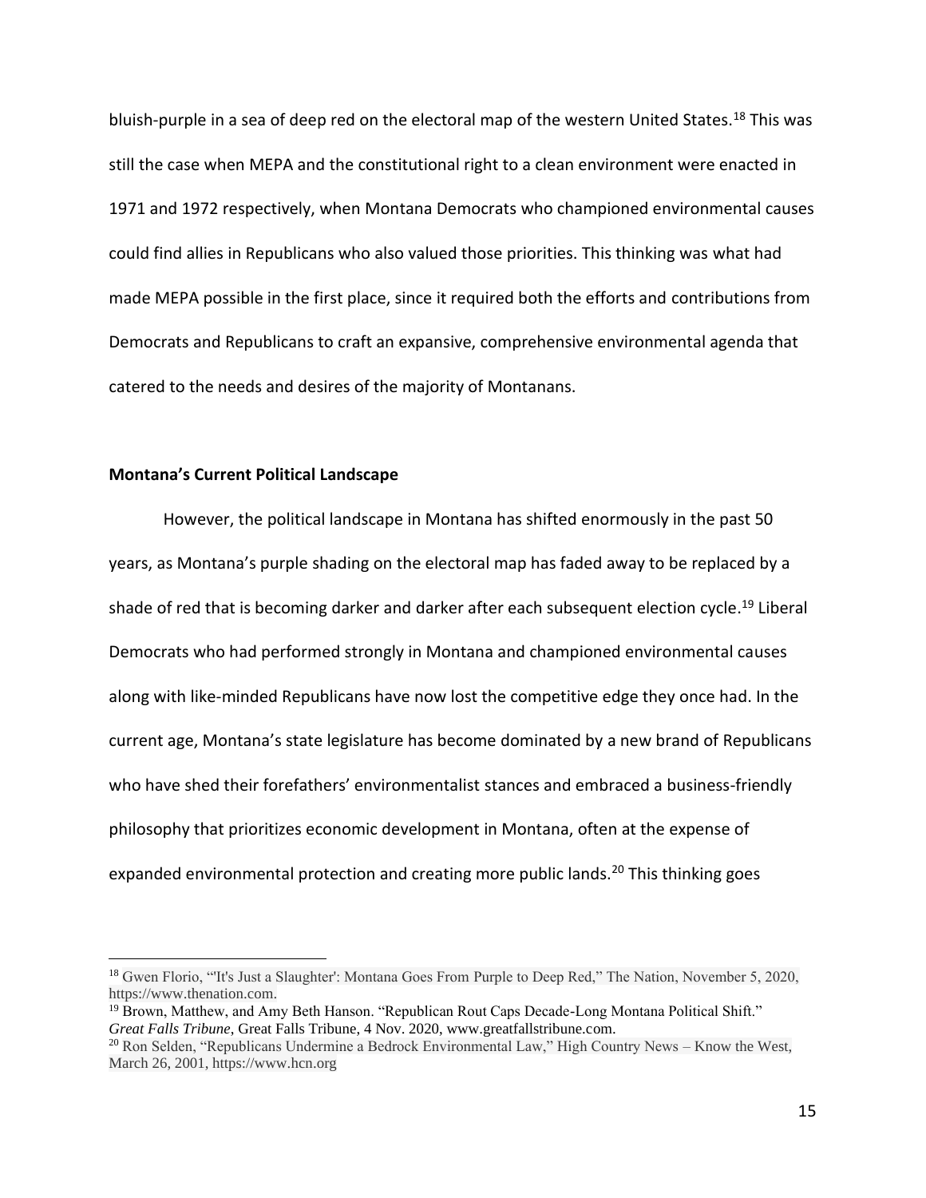bluish-purple in a sea of deep red on the electoral map of the western United States.[18] This was still the case when MEPA and the constitutional right to a clean environment were enacted in 1971 and 1972 respectively, when Montana Democrats who championed environmental causes could find allies in Republicans who also valued those priorities. This thinking was what had made MEPA possible in the first place, since it required both the efforts and contributions from Democrats and Republicans to craft an expansive, comprehensive environmental agenda that catered to the needs and desires of the majority of Montanans.

## Montana's Current Political Landscape

However, the political landscape in Montana has shifted enormously in the past 50 years, as Montana's purple shading on the electoral map has faded away to be replaced by a shade of red that is becoming darker and darker after each subsequent election cycle.[19] Liberal Democrats who had performed strongly in Montana and championed environmental causes along with like-minded Republicans have now lost the competitive edge they once had. In the current age, Montana's state legislature has become dominated by a new brand of Republicans who have shed their forefathers' environmentalist stances and embraced a business-friendly philosophy that prioritizes economic development in Montana, often at the expense of expanded environmental protection and creating more public lands.[20] This thinking goes

---

[18] Gwen Florio, "'It's Just a Slaughter': Montana Goes From Purple to Deep Red," The Nation, November 5, 2020, https://www.thenation.com.

[19] Brown, Matthew, and Amy Beth Hanson. "Republican Rout Caps Decade-Long Montana Political Shift." *Great Falls Tribune*, Great Falls Tribune, 4 Nov. 2020, www.greatfallstribune.com.

[20] Ron Selden, "Republicans Undermine a Bedrock Environmental Law," High Country News – Know the West, March 26, 2001, https://www.hcn.org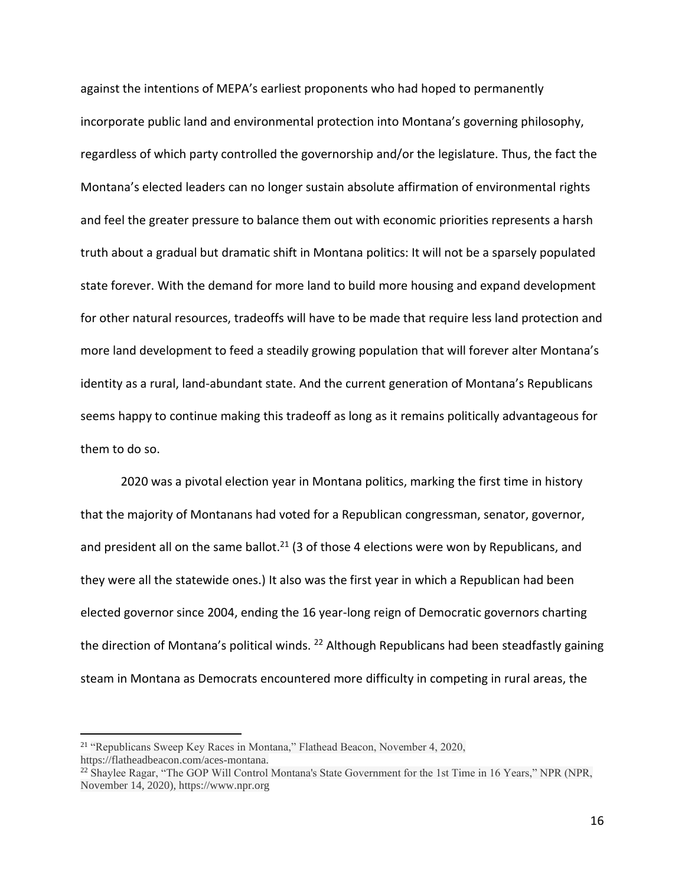against the intentions of MEPA's earliest proponents who had hoped to permanently incorporate public land and environmental protection into Montana's governing philosophy, regardless of which party controlled the governorship and/or the legislature. Thus, the fact the Montana's elected leaders can no longer sustain absolute affirmation of environmental rights and feel the greater pressure to balance them out with economic priorities represents a harsh truth about a gradual but dramatic shift in Montana politics: It will not be a sparsely populated state forever. With the demand for more land to build more housing and expand development for other natural resources, tradeoffs will have to be made that require less land protection and more land development to feed a steadily growing population that will forever alter Montana's identity as a rural, land-abundant state. And the current generation of Montana's Republicans seems happy to continue making this tradeoff as long as it remains politically advantageous for them to do so.

2020 was a pivotal election year in Montana politics, marking the first time in history that the majority of Montanans had voted for a Republican congressman, senator, governor, and president all on the same ballot.[21] (3 of those 4 elections were won by Republicans, and they were all the statewide ones.) It also was the first year in which a Republican had been elected governor since 2004, ending the 16 year-long reign of Democratic governors charting the direction of Montana's political winds. [22] Although Republicans had been steadfastly gaining steam in Montana as Democrats encountered more difficulty in competing in rural areas, the

---

[21] "Republicans Sweep Key Races in Montana," Flathead Beacon, November 4, 2020, https://flatheadbeacon.com/aces-montana.

[22] Shaylee Ragar, "The GOP Will Control Montana's State Government for the 1st Time in 16 Years," NPR (NPR, November 14, 2020), https://www.npr.org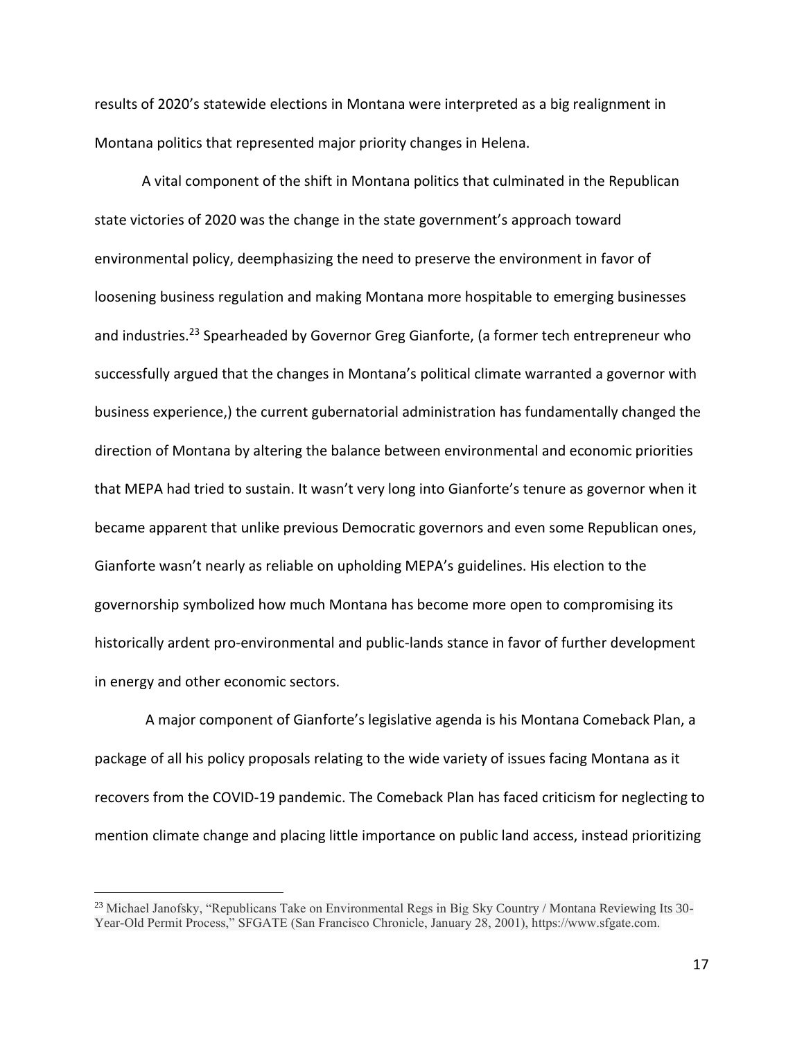results of 2020's statewide elections in Montana were interpreted as a big realignment in Montana politics that represented major priority changes in Helena.

A vital component of the shift in Montana politics that culminated in the Republican state victories of 2020 was the change in the state government's approach toward environmental policy, deemphasizing the need to preserve the environment in favor of loosening business regulation and making Montana more hospitable to emerging businesses and industries.[23] Spearheaded by Governor Greg Gianforte, (a former tech entrepreneur who successfully argued that the changes in Montana's political climate warranted a governor with business experience,) the current gubernatorial administration has fundamentally changed the direction of Montana by altering the balance between environmental and economic priorities that MEPA had tried to sustain. It wasn't very long into Gianforte's tenure as governor when it became apparent that unlike previous Democratic governors and even some Republican ones, Gianforte wasn't nearly as reliable on upholding MEPA's guidelines. His election to the governorship symbolized how much Montana has become more open to compromising its historically ardent pro-environmental and public-lands stance in favor of further development in energy and other economic sectors.

A major component of Gianforte's legislative agenda is his Montana Comeback Plan, a package of all his policy proposals relating to the wide variety of issues facing Montana as it recovers from the COVID-19 pandemic. The Comeback Plan has faced criticism for neglecting to mention climate change and placing little importance on public land access, instead prioritizing

---

[23] Michael Janofsky, "Republicans Take on Environmental Regs in Big Sky Country / Montana Reviewing Its 30-Year-Old Permit Process," SFGATE (San Francisco Chronicle, January 28, 2001), https://www.sfgate.com.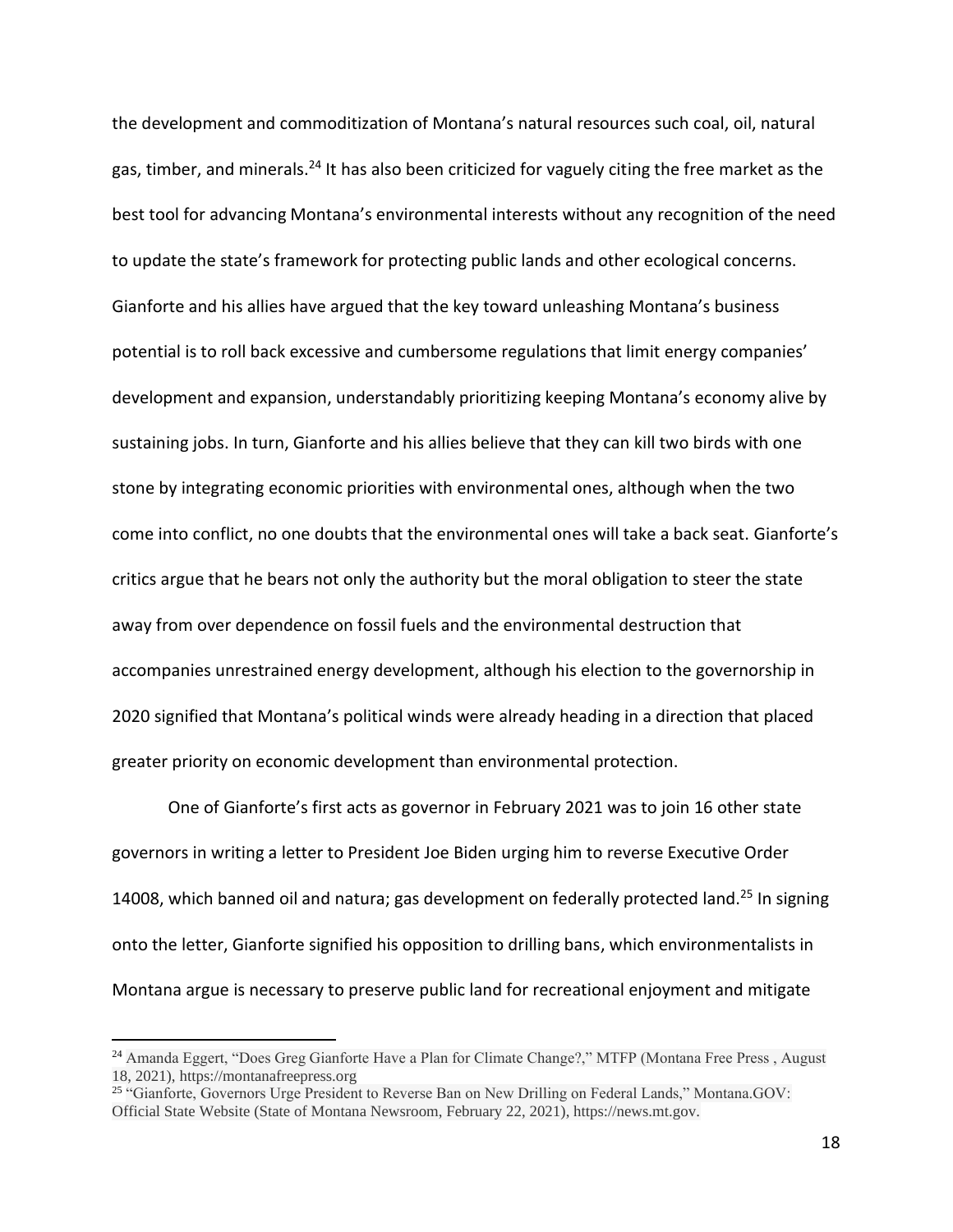the development and commoditization of Montana's natural resources such coal, oil, natural gas, timber, and minerals.[24] It has also been criticized for vaguely citing the free market as the best tool for advancing Montana's environmental interests without any recognition of the need to update the state's framework for protecting public lands and other ecological concerns. Gianforte and his allies have argued that the key toward unleashing Montana's business potential is to roll back excessive and cumbersome regulations that limit energy companies' development and expansion, understandably prioritizing keeping Montana's economy alive by sustaining jobs. In turn, Gianforte and his allies believe that they can kill two birds with one stone by integrating economic priorities with environmental ones, although when the two come into conflict, no one doubts that the environmental ones will take a back seat. Gianforte's critics argue that he bears not only the authority but the moral obligation to steer the state away from over dependence on fossil fuels and the environmental destruction that accompanies unrestrained energy development, although his election to the governorship in 2020 signified that Montana's political winds were already heading in a direction that placed greater priority on economic development than environmental protection.

One of Gianforte's first acts as governor in February 2021 was to join 16 other state governors in writing a letter to President Joe Biden urging him to reverse Executive Order 14008, which banned oil and natura; gas development on federally protected land.[25] In signing onto the letter, Gianforte signified his opposition to drilling bans, which environmentalists in Montana argue is necessary to preserve public land for recreational enjoyment and mitigate

---

[24] Amanda Eggert, "Does Greg Gianforte Have a Plan for Climate Change?," MTFP (Montana Free Press , August 18, 2021), https://montanafreepress.org

[25] "Gianforte, Governors Urge President to Reverse Ban on New Drilling on Federal Lands," Montana.GOV: Official State Website (State of Montana Newsroom, February 22, 2021), https://news.mt.gov.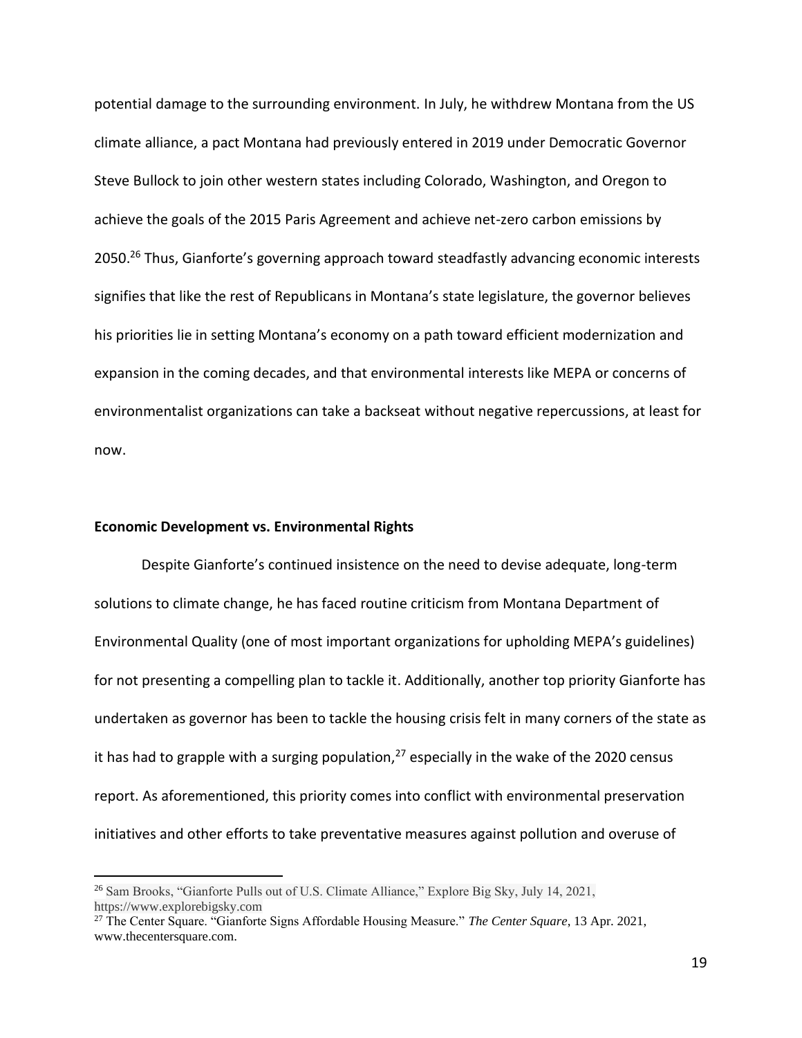potential damage to the surrounding environment. In July, he withdrew Montana from the US climate alliance, a pact Montana had previously entered in 2019 under Democratic Governor Steve Bullock to join other western states including Colorado, Washington, and Oregon to achieve the goals of the 2015 Paris Agreement and achieve net-zero carbon emissions by 2050.[26] Thus, Gianforte's governing approach toward steadfastly advancing economic interests signifies that like the rest of Republicans in Montana's state legislature, the governor believes his priorities lie in setting Montana's economy on a path toward efficient modernization and expansion in the coming decades, and that environmental interests like MEPA or concerns of environmentalist organizations can take a backseat without negative repercussions, at least for now.

### Economic Development vs. Environmental Rights

Despite Gianforte's continued insistence on the need to devise adequate, long-term solutions to climate change, he has faced routine criticism from Montana Department of Environmental Quality (one of most important organizations for upholding MEPA's guidelines) for not presenting a compelling plan to tackle it. Additionally, another top priority Gianforte has undertaken as governor has been to tackle the housing crisis felt in many corners of the state as it has had to grapple with a surging population,[27] especially in the wake of the 2020 census report. As aforementioned, this priority comes into conflict with environmental preservation initiatives and other efforts to take preventative measures against pollution and overuse of

---

[26] Sam Brooks, "Gianforte Pulls out of U.S. Climate Alliance," Explore Big Sky, July 14, 2021, https://www.explorebigsky.com

[27] The Center Square. "Gianforte Signs Affordable Housing Measure." *The Center Square*, 13 Apr. 2021, www.thecentersquare.com.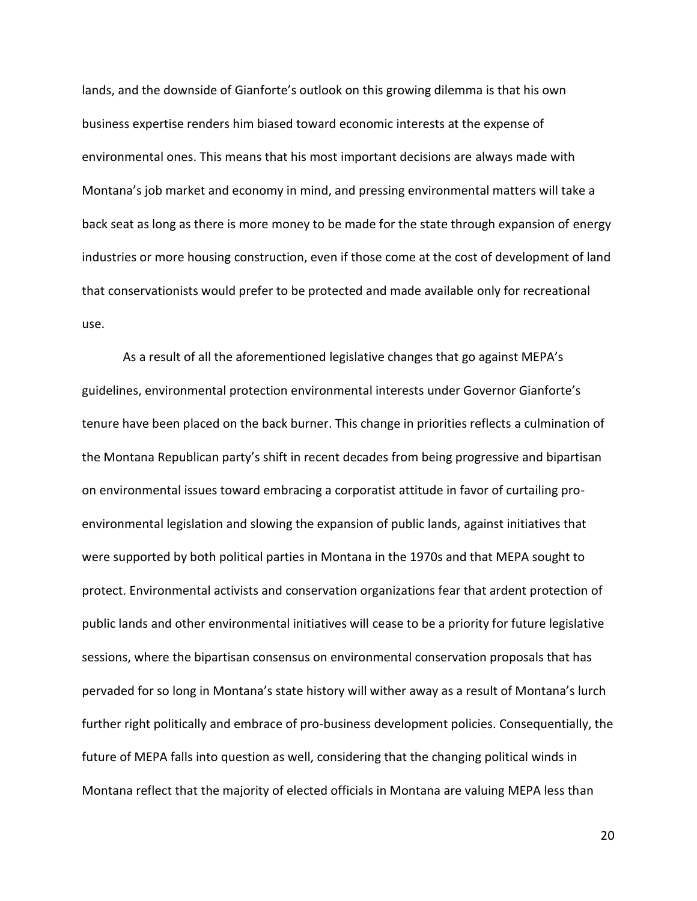lands, and the downside of Gianforte's outlook on this growing dilemma is that his own business expertise renders him biased toward economic interests at the expense of environmental ones. This means that his most important decisions are always made with Montana's job market and economy in mind, and pressing environmental matters will take a back seat as long as there is more money to be made for the state through expansion of energy industries or more housing construction, even if those come at the cost of development of land that conservationists would prefer to be protected and made available only for recreational use.

As a result of all the aforementioned legislative changes that go against MEPA's guidelines, environmental protection environmental interests under Governor Gianforte's tenure have been placed on the back burner. This change in priorities reflects a culmination of the Montana Republican party's shift in recent decades from being progressive and bipartisan on environmental issues toward embracing a corporatist attitude in favor of curtailing pro-environmental legislation and slowing the expansion of public lands, against initiatives that were supported by both political parties in Montana in the 1970s and that MEPA sought to protect. Environmental activists and conservation organizations fear that ardent protection of public lands and other environmental initiatives will cease to be a priority for future legislative sessions, where the bipartisan consensus on environmental conservation proposals that has pervaded for so long in Montana's state history will wither away as a result of Montana's lurch further right politically and embrace of pro-business development policies. Consequentially, the future of MEPA falls into question as well, considering that the changing political winds in Montana reflect that the majority of elected officials in Montana are valuing MEPA less than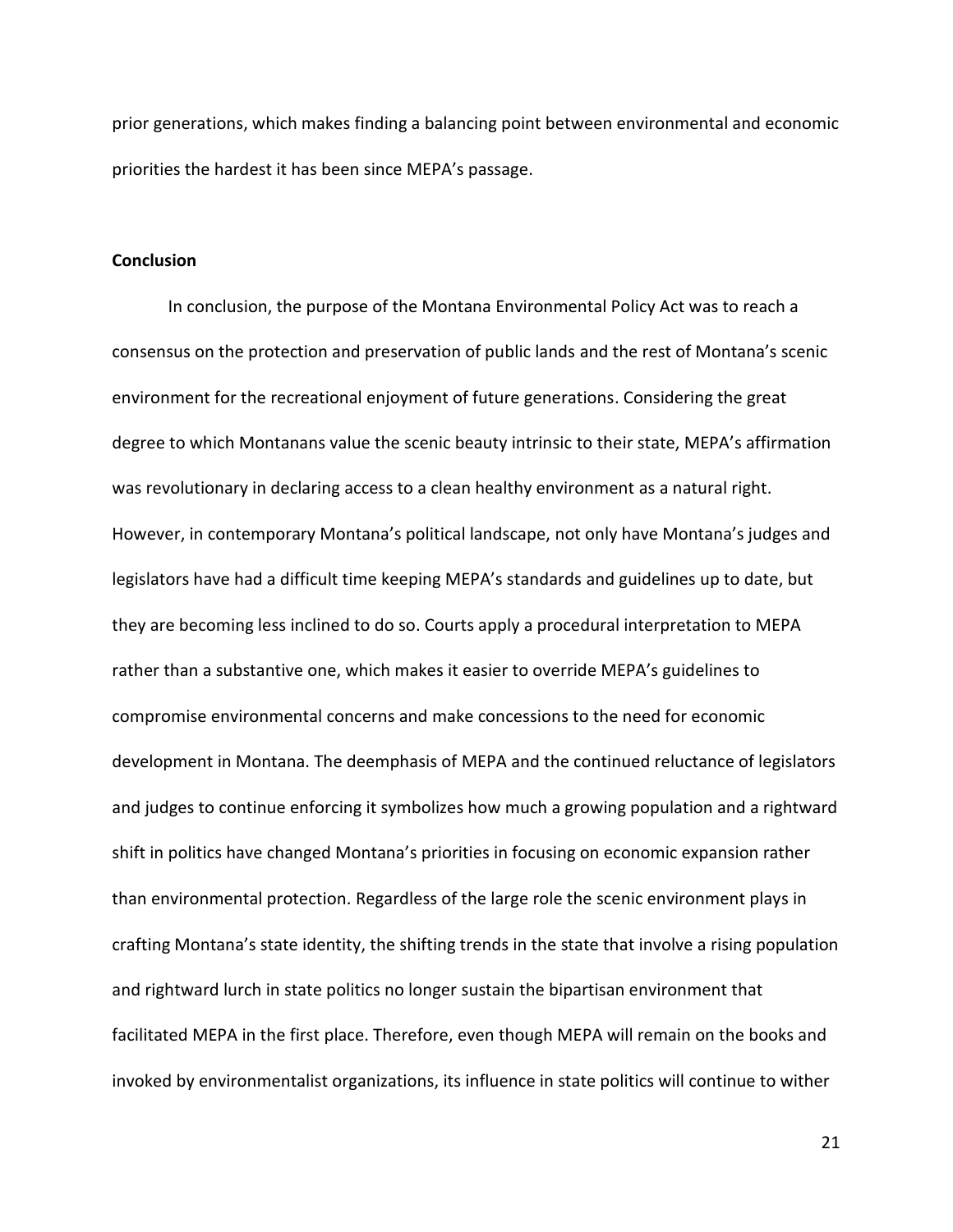prior generations, which makes finding a balancing point between environmental and economic priorities the hardest it has been since MEPA's passage.

**Conclusion**

In conclusion, the purpose of the Montana Environmental Policy Act was to reach a consensus on the protection and preservation of public lands and the rest of Montana's scenic environment for the recreational enjoyment of future generations. Considering the great degree to which Montanans value the scenic beauty intrinsic to their state, MEPA's affirmation was revolutionary in declaring access to a clean healthy environment as a natural right. However, in contemporary Montana's political landscape, not only have Montana's judges and legislators have had a difficult time keeping MEPA's standards and guidelines up to date, but they are becoming less inclined to do so. Courts apply a procedural interpretation to MEPA rather than a substantive one, which makes it easier to override MEPA's guidelines to compromise environmental concerns and make concessions to the need for economic development in Montana. The deemphasis of MEPA and the continued reluctance of legislators and judges to continue enforcing it symbolizes how much a growing population and a rightward shift in politics have changed Montana's priorities in focusing on economic expansion rather than environmental protection. Regardless of the large role the scenic environment plays in crafting Montana's state identity, the shifting trends in the state that involve a rising population and rightward lurch in state politics no longer sustain the bipartisan environment that facilitated MEPA in the first place. Therefore, even though MEPA will remain on the books and invoked by environmentalist organizations, its influence in state politics will continue to wither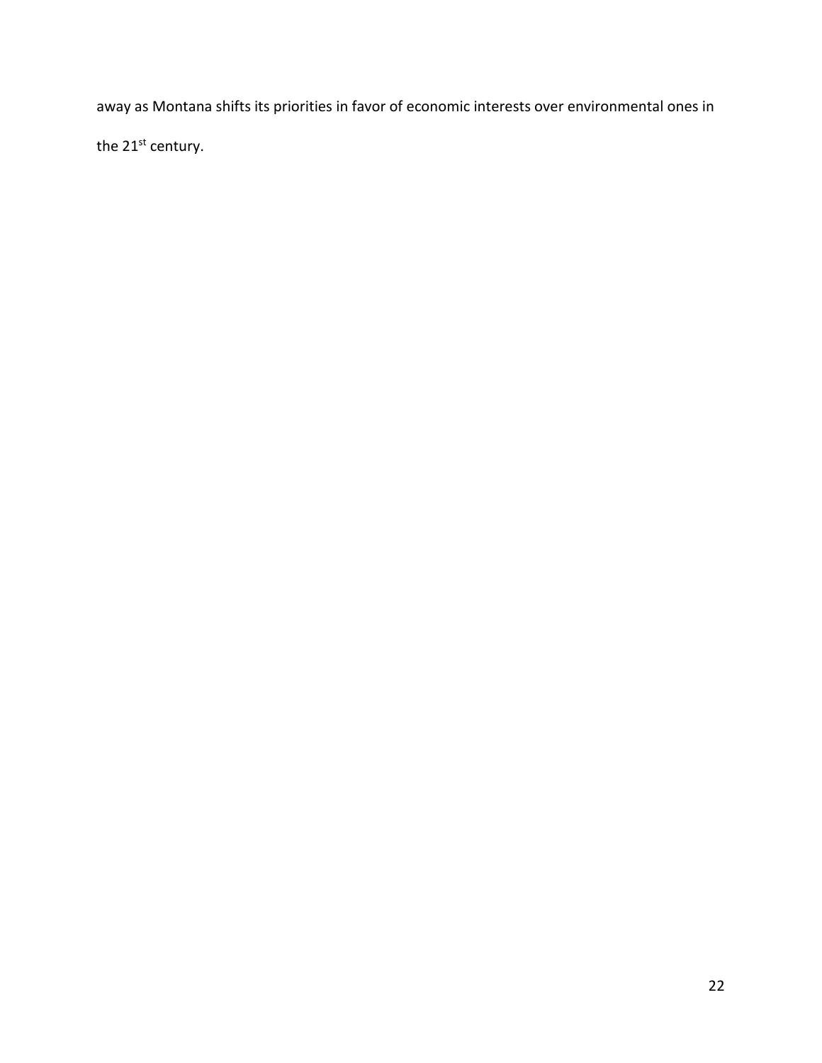away as Montana shifts its priorities in favor of economic interests over environmental ones in the 21st century.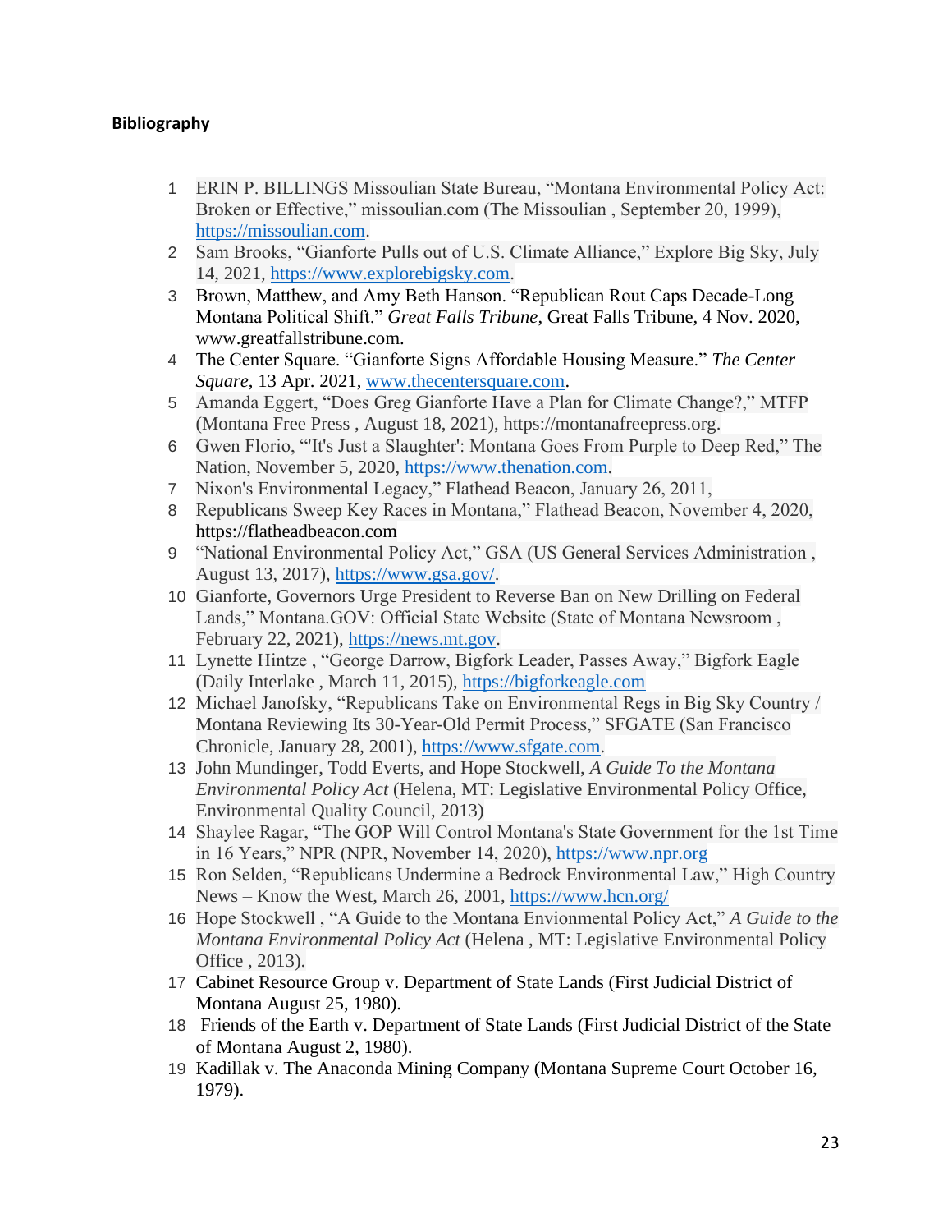**Bibliography**

1. ERIN P. BILLINGS Missoulian State Bureau, "Montana Environmental Policy Act: Broken or Effective," missoulian.com (The Missoulian , September 20, 1999), https://missoulian.com.
2. Sam Brooks, "Gianforte Pulls out of U.S. Climate Alliance," Explore Big Sky, July 14, 2021, https://www.explorebigsky.com.
3. Brown, Matthew, and Amy Beth Hanson. "Republican Rout Caps Decade-Long Montana Political Shift." *Great Falls Tribune*, Great Falls Tribune, 4 Nov. 2020, www.greatfallstribune.com.
4. The Center Square. "Gianforte Signs Affordable Housing Measure." *The Center Square*, 13 Apr. 2021, www.thecentersquare.com.
5. Amanda Eggert, "Does Greg Gianforte Have a Plan for Climate Change?," MTFP (Montana Free Press , August 18, 2021), https://montanafreepress.org.
6. Gwen Florio, "'It's Just a Slaughter': Montana Goes From Purple to Deep Red," The Nation, November 5, 2020, https://www.thenation.com.
7. Nixon's Environmental Legacy," Flathead Beacon, January 26, 2011,
8. Republicans Sweep Key Races in Montana," Flathead Beacon, November 4, 2020, https://flatheadbeacon.com
9. "National Environmental Policy Act," GSA (US General Services Administration , August 13, 2017), https://www.gsa.gov/.
10. Gianforte, Governors Urge President to Reverse Ban on New Drilling on Federal Lands," Montana.GOV: Official State Website (State of Montana Newsroom , February 22, 2021), https://news.mt.gov.
11. Lynette Hintze , "George Darrow, Bigfork Leader, Passes Away," Bigfork Eagle (Daily Interlake , March 11, 2015), https://bigforkeagle.com
12. Michael Janofsky, "Republicans Take on Environmental Regs in Big Sky Country / Montana Reviewing Its 30-Year-Old Permit Process," SFGATE (San Francisco Chronicle, January 28, 2001), https://www.sfgate.com.
13. John Mundinger, Todd Everts, and Hope Stockwell, *A Guide To the Montana Environmental Policy Act* (Helena, MT: Legislative Environmental Policy Office, Environmental Quality Council, 2013)
14. Shaylee Ragar, "The GOP Will Control Montana's State Government for the 1st Time in 16 Years," NPR (NPR, November 14, 2020), https://www.npr.org
15. Ron Selden, "Republicans Undermine a Bedrock Environmental Law," High Country News – Know the West, March 26, 2001, https://www.hcn.org/
16. Hope Stockwell , "A Guide to the Montana Envionmental Policy Act," *A Guide to the Montana Environmental Policy Act* (Helena , MT: Legislative Environmental Policy Office , 2013).
17. Cabinet Resource Group v. Department of State Lands (First Judicial District of Montana August 25, 1980).
18. Friends of the Earth v. Department of State Lands (First Judicial District of the State of Montana August 2, 1980).
19. Kadillak v. The Anaconda Mining Company (Montana Supreme Court October 16, 1979).